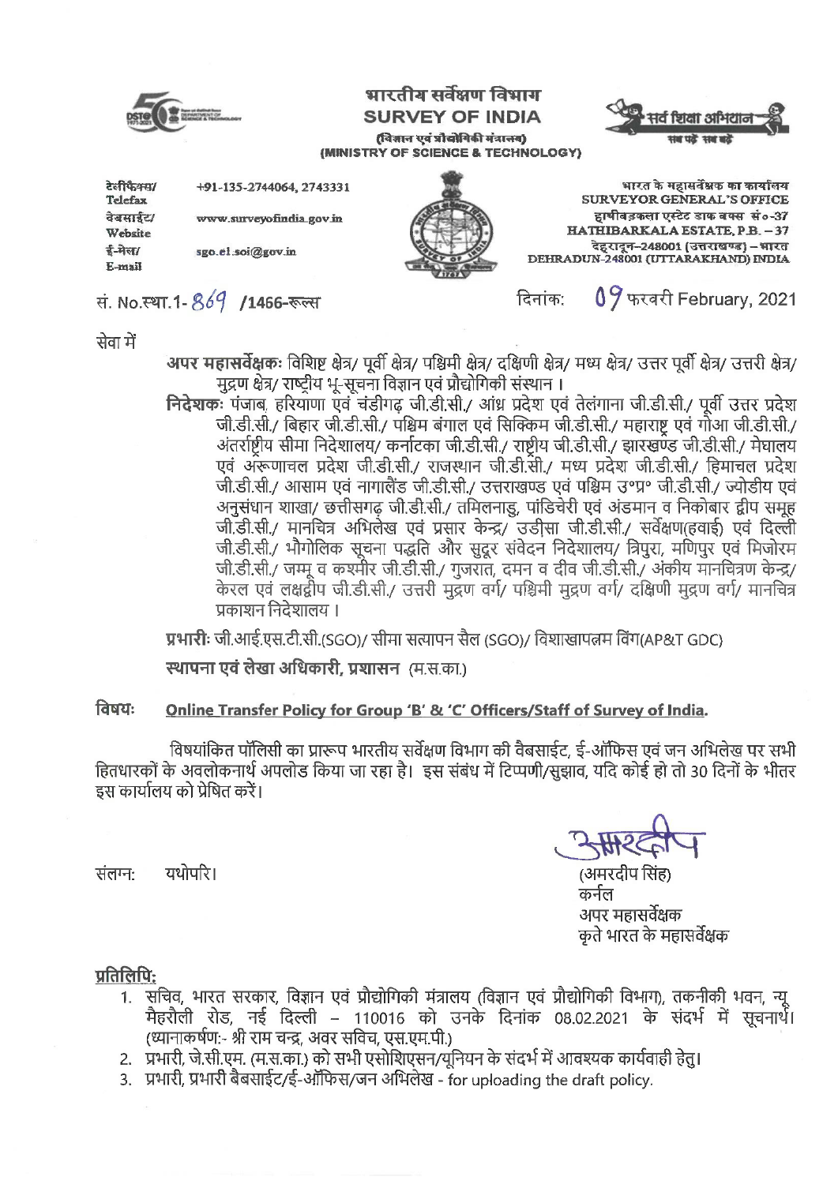भारतीय सर्वेक्षण विभाग
**SURVEY OF INDIA**
(विज्ञान एवं प्रौद्योगिकी मंत्रालय)
(MINISTRY OF SCIENCE & TECHNOLOGY)

सर्व शिक्षा अभियान — सब पढ़ें सब बढ़ें

टेलीफैक्स/ Telefax: +91-135-2744064, 2743331
वेबसाईट/ Website: www.surveyofindia.gov.in
ई-मेल/ E-mail: sgo.el.soi@gov.in

भारत के महासर्वेक्षक का कार्यालय
SURVEYOR GENERAL'S OFFICE
हाथीबड़कला एस्टेट डाक बक्स सं०-37
HATHIBARKALA ESTATE, P.B. – 37
देहरादून-248001 (उत्तराखण्ड) – भारत
DEHRADUN-248001 (UTTARAKHAND) INDIA

सं. No.स्था.1- 869 /1466-रूल्स

दिनांक: 09 फरवरी February, 2021

सेवा में

**अपर महासर्वेक्षकः** विशिष्ट क्षेत्र/ पूर्वी क्षेत्र/ पश्चिमी क्षेत्र/ दक्षिणी क्षेत्र/ मध्य क्षेत्र/ उत्तर पूर्वी क्षेत्र/ उत्तरी क्षेत्र/ मुद्रण क्षेत्र/ राष्ट्रीय भू-सूचना विज्ञान एवं प्रौद्योगिकी संस्थान ।

**निदेशकः** पंजाब, हरियाणा एवं चंडीगढ़ जी.डी.सी./ आंध्र प्रदेश एवं तेलंगाना जी.डी.सी./ पूर्वी उत्तर प्रदेश जी.डी.सी./ बिहार जी.डी.सी./ पश्चिम बंगाल एवं सिक्किम जी.डी.सी./ महाराष्ट्र एवं गोआ जी.डी.सी./ अंतर्राष्ट्रीय सीमा निदेशालय/ कर्नाटका जी.डी.सी./ राष्ट्रीय जी.डी.सी./ झारखण्ड जी.डी.सी./ मेघालय एवं अरूणाचल प्रदेश जी.डी.सी./ राजस्थान जी.डी.सी./ मध्य प्रदेश जी.डी.सी./ हिमाचल प्रदेश जी.डी.सी./ आसाम एवं नागालैंड जी.डी.सी./ उत्तराखण्ड एवं पश्चिम उ०प्र० जी.डी.सी./ ज्योडीय एवं अनुसंधान शाखा/ छत्तीसगढ़ जी.डी.सी./ तमिलनाडु, पांडिचेरी एवं अंडमान व निकोबार द्वीप समूह जी.डी.सी./ मानचित्र अभिलेख एवं प्रसार केन्द्र/ उडीसा जी.डी.सी./ सर्वेक्षण(हवाई) एवं दिल्ली जी.डी.सी./ भौगोलिक सूचना पद्धति और सुदूर संवेदन निदेशालय/ त्रिपुरा, मणिपुर एवं मिजोरम जी.डी.सी./ जम्मू व कश्मीर जी.डी.सी./ गुजरात, दमन व दीव जी.डी.सी./ अंकीय मानचित्रण केन्द्र/ केरल एवं लक्षद्वीप जी.डी.सी./ उत्तरी मुद्रण वर्ग/ पश्चिमी मुद्रण वर्ग/ दक्षिणी मुद्रण वर्ग/ मानचित्र प्रकाशन निदेशालय ।

**प्रभारीः** जी.आई.एस.टी.सी.(SGO)/ सीमा सत्यापन सैल (SGO)/ विशाखापत्नम विंग(AP&T GDC)

**स्थापना एवं लेखा अधिकारी, प्रशासन** (म.स.का.)

**विषयः** **Online Transfer Policy for Group 'B' & 'C' Officers/Staff of Survey of India.**

विषयांकित पॉलिसी का प्रारूप भारतीय सर्वेक्षण विभाग की वैबसाईट, ई-ऑफिस एवं जन अभिलेख पर सभी हितधारकों के अवलोकनार्थ अपलोड किया जा रहा है। इस संबंध में टिप्पणी/सुझाव, यदि कोई हो तो 30 दिनों के भीतर इस कार्यालय को प्रेषित करें।

संलग्नः यथोपरि।

(अमरदीप सिंह)
कर्नल
अपर महासर्वेक्षक
कृते भारत के महासर्वेक्षक

**प्रतिलिपिः**

1. सचिव, भारत सरकार, विज्ञान एवं प्रौद्योगिकी मंत्रालय (विज्ञान एवं प्रौद्योगिकी विभाग), तकनीकी भवन, न्यू मेहरौली रोड, नई दिल्ली – 110016 को उनके दिनांक 08.02.2021 के संदर्भ में सूचनार्थ। (ध्यानाकर्षणः- श्री राम चन्द्र, अवर सचिव, एस.एम.पी.)
2. प्रभारी, जे.सी.एम. (म.स.का.) को सभी एसोशिएसन/यूनियन के संदर्भ में आवश्यक कार्यवाही हेतु।
3. प्रभारी, प्रभारी बैबसाईट/ई-ऑफिस/जन अभिलेख - for uploading the draft policy.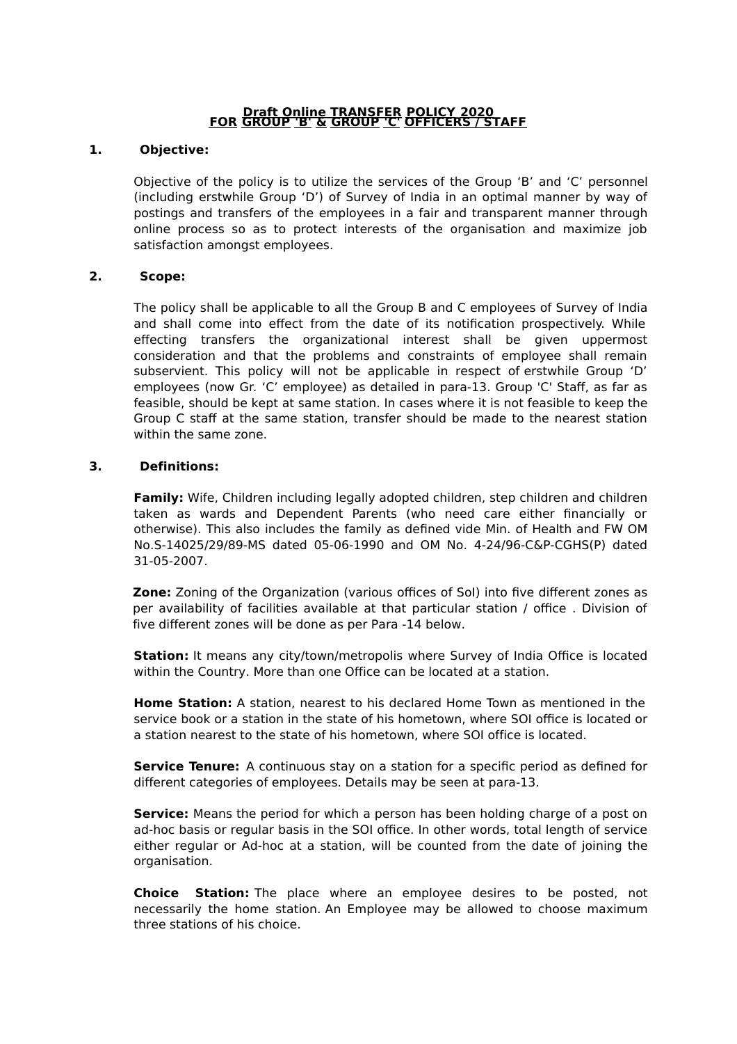**Draft Online TRANSFER POLICY 2020**
**FOR GROUP 'B' & GROUP 'C' OFFICERS / STAFF**

**1. Objective:**

Objective of the policy is to utilize the services of the Group 'B' and 'C' personnel (including erstwhile Group 'D') of Survey of India in an optimal manner by way of postings and transfers of the employees in a fair and transparent manner through online process so as to protect interests of the organisation and maximize job satisfaction amongst employees.

**2. Scope:**

The policy shall be applicable to all the Group B and C employees of Survey of India and shall come into effect from the date of its notification prospectively. While effecting transfers the organizational interest shall be given uppermost consideration and that the problems and constraints of employee shall remain subservient. This policy will not be applicable in respect of erstwhile Group 'D' employees (now Gr. 'C' employee) as detailed in para-13. Group 'C' Staff, as far as feasible, should be kept at same station. In cases where it is not feasible to keep the Group C staff at the same station, transfer should be made to the nearest station within the same zone.

**3. Definitions:**

**Family:** Wife, Children including legally adopted children, step children and children taken as wards and Dependent Parents (who need care either financially or otherwise). This also includes the family as defined vide Min. of Health and FW OM No.S-14025/29/89-MS dated 05-06-1990 and OM No. 4-24/96-C&P-CGHS(P) dated 31-05-2007.

**Zone:** Zoning of the Organization (various offices of SoI) into five different zones as per availability of facilities available at that particular station / office . Division of five different zones will be done as per Para -14 below.

**Station:** It means any city/town/metropolis where Survey of India Office is located within the Country. More than one Office can be located at a station.

**Home Station:** A station, nearest to his declared Home Town as mentioned in the service book or a station in the state of his hometown, where SOI office is located or a station nearest to the state of his hometown, where SOI office is located.

**Service Tenure:** A continuous stay on a station for a specific period as defined for different categories of employees. Details may be seen at para-13.

**Service:** Means the period for which a person has been holding charge of a post on ad-hoc basis or regular basis in the SOI office. In other words, total length of service either regular or Ad-hoc at a station, will be counted from the date of joining the organisation.

**Choice Station:** The place where an employee desires to be posted, not necessarily the home station. An Employee may be allowed to choose maximum three stations of his choice.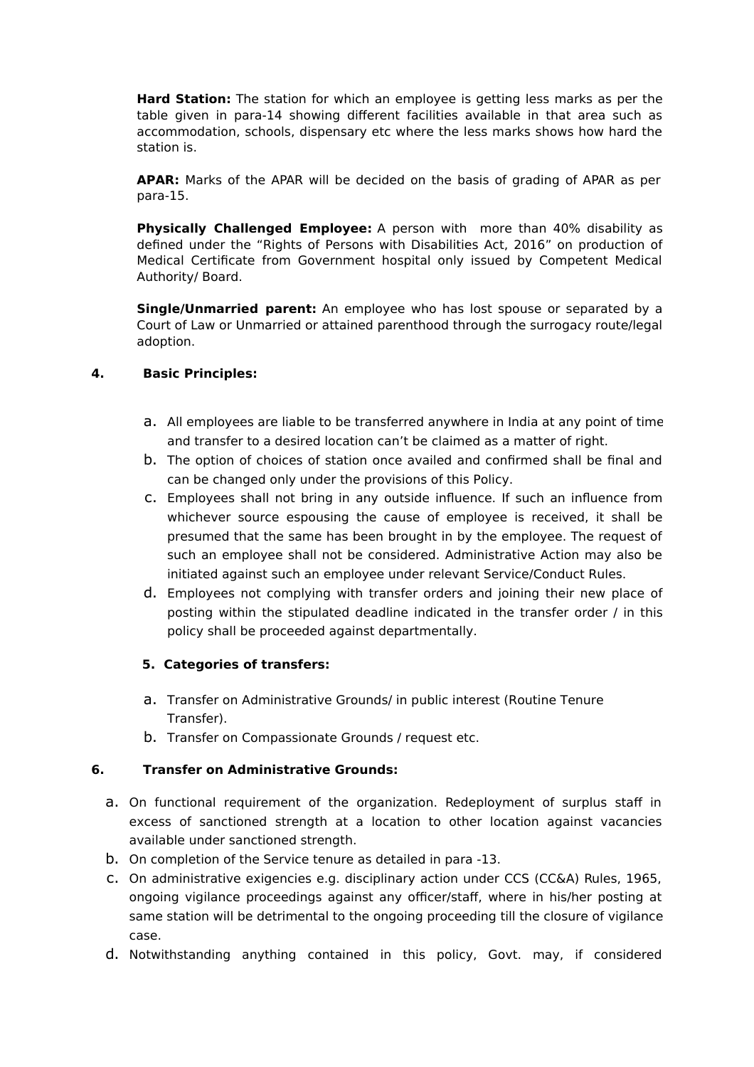**Hard Station:** The station for which an employee is getting less marks as per the table given in para-14 showing different facilities available in that area such as accommodation, schools, dispensary etc where the less marks shows how hard the station is.

**APAR:** Marks of the APAR will be decided on the basis of grading of APAR as per para-15.

**Physically Challenged Employee:** A person with more than 40% disability as defined under the "Rights of Persons with Disabilities Act, 2016" on production of Medical Certificate from Government hospital only issued by Competent Medical Authority/ Board.

**Single/Unmarried parent:** An employee who has lost spouse or separated by a Court of Law or Unmarried or attained parenthood through the surrogacy route/legal adoption.

**4. Basic Principles:**

a. All employees are liable to be transferred anywhere in India at any point of time and transfer to a desired location can't be claimed as a matter of right.
b. The option of choices of station once availed and confirmed shall be final and can be changed only under the provisions of this Policy.
c. Employees shall not bring in any outside influence. If such an influence from whichever source espousing the cause of employee is received, it shall be presumed that the same has been brought in by the employee. The request of such an employee shall not be considered. Administrative Action may also be initiated against such an employee under relevant Service/Conduct Rules.
d. Employees not complying with transfer orders and joining their new place of posting within the stipulated deadline indicated in the transfer order / in this policy shall be proceeded against departmentally.

**5. Categories of transfers:**

a. Transfer on Administrative Grounds/ in public interest (Routine Tenure Transfer).
b. Transfer on Compassionate Grounds / request etc.

**6. Transfer on Administrative Grounds:**

a. On functional requirement of the organization. Redeployment of surplus staff in excess of sanctioned strength at a location to other location against vacancies available under sanctioned strength.
b. On completion of the Service tenure as detailed in para -13.
c. On administrative exigencies e.g. disciplinary action under CCS (CC&A) Rules, 1965, ongoing vigilance proceedings against any officer/staff, where in his/her posting at same station will be detrimental to the ongoing proceeding till the closure of vigilance case.
d. Notwithstanding anything contained in this policy, Govt. may, if considered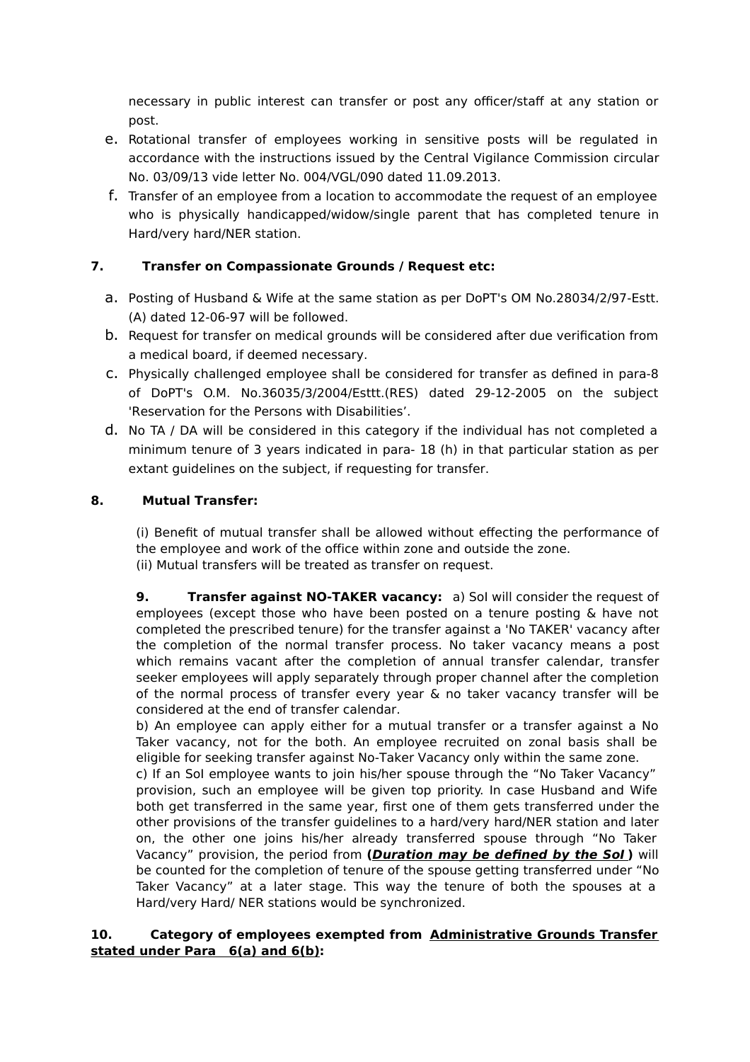necessary in public interest can transfer or post any officer/staff at any station or post.

e. Rotational transfer of employees working in sensitive posts will be regulated in accordance with the instructions issued by the Central Vigilance Commission circular No. 03/09/13 vide letter No. 004/VGL/090 dated 11.09.2013.

f. Transfer of an employee from a location to accommodate the request of an employee who is physically handicapped/widow/single parent that has completed tenure in Hard/very hard/NER station.

**7. Transfer on Compassionate Grounds / Request etc:**

a. Posting of Husband & Wife at the same station as per DoPT's OM No.28034/2/97-Estt. (A) dated 12-06-97 will be followed.

b. Request for transfer on medical grounds will be considered after due verification from a medical board, if deemed necessary.

c. Physically challenged employee shall be considered for transfer as defined in para-8 of DoPT's O.M. No.36035/3/2004/Esttt.(RES) dated 29-12-2005 on the subject 'Reservation for the Persons with Disabilities'.

d. No TA / DA will be considered in this category if the individual has not completed a minimum tenure of 3 years indicated in para- 18 (h) in that particular station as per extant guidelines on the subject, if requesting for transfer.

**8. Mutual Transfer:**

(i) Benefit of mutual transfer shall be allowed without effecting the performance of the employee and work of the office within zone and outside the zone.
(ii) Mutual transfers will be treated as transfer on request.

**9. Transfer against NO-TAKER vacancy:** a) SoI will consider the request of employees (except those who have been posted on a tenure posting & have not completed the prescribed tenure) for the transfer against a 'No TAKER' vacancy after the completion of the normal transfer process. No taker vacancy means a post which remains vacant after the completion of annual transfer calendar, transfer seeker employees will apply separately through proper channel after the completion of the normal process of transfer every year & no taker vacancy transfer will be considered at the end of transfer calendar.

b) An employee can apply either for a mutual transfer or a transfer against a No Taker vacancy, not for the both. An employee recruited on zonal basis shall be eligible for seeking transfer against No-Taker Vacancy only within the same zone.

c) If an SoI employee wants to join his/her spouse through the "No Taker Vacancy" provision, such an employee will be given top priority. In case Husband and Wife both get transferred in the same year, first one of them gets transferred under the other provisions of the transfer guidelines to a hard/very hard/NER station and later on, the other one joins his/her already transferred spouse through "No Taker Vacancy" provision, the period from **(*<u>Duration may be defined by the SoI</u>* )** will be counted for the completion of tenure of the spouse getting transferred under "No Taker Vacancy" at a later stage. This way the tenure of both the spouses at a Hard/very Hard/ NER stations would be synchronized.

**10. Category of employees exempted from <u>Administrative Grounds Transfer stated under Para 6(a) and 6(b)</u>:**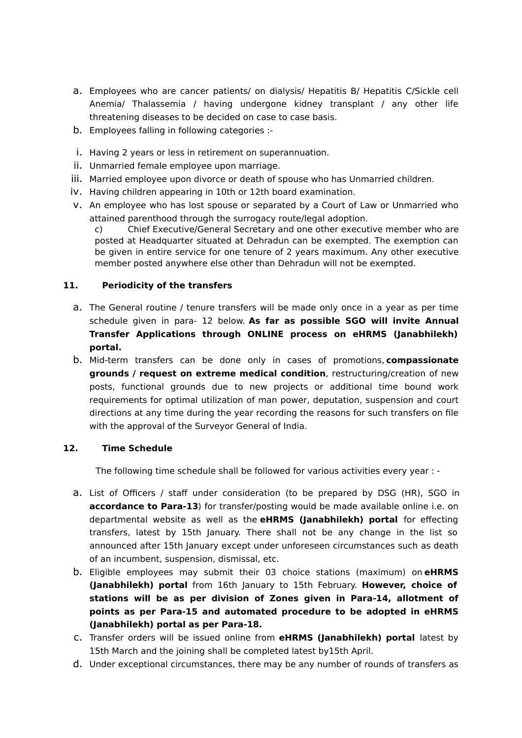a. Employees who are cancer patients/ on dialysis/ Hepatitis B/ Hepatitis C/Sickle cell Anemia/ Thalassemia / having undergone kidney transplant / any other life threatening diseases to be decided on case to case basis.

b. Employees falling in following categories :-

   i. Having 2 years or less in retirement on superannuation.
   ii. Unmarried female employee upon marriage.
   iii. Married employee upon divorce or death of spouse who has Unmarried children.
   iv. Having children appearing in 10th or 12th board examination.
   v. An employee who has lost spouse or separated by a Court of Law or Unmarried who attained parenthood through the surrogacy route/legal adoption.

c) Chief Executive/General Secretary and one other executive member who are posted at Headquarter situated at Dehradun can be exempted. The exemption can be given in entire service for one tenure of 2 years maximum. Any other executive member posted anywhere else other than Dehradun will not be exempted.

**11. Periodicity of the transfers**

a. The General routine / tenure transfers will be made only once in a year as per time schedule given in para- 12 below. **As far as possible SGO will invite Annual Transfer Applications through ONLINE process on eHRMS (Janabhilekh) portal.**

b. Mid-term transfers can be done only in cases of promotions, **compassionate grounds / request on extreme medical condition**, restructuring/creation of new posts, functional grounds due to new projects or additional time bound work requirements for optimal utilization of man power, deputation, suspension and court directions at any time during the year recording the reasons for such transfers on file with the approval of the Surveyor General of India.

**12. Time Schedule**

The following time schedule shall be followed for various activities every year : -

a. List of Officers / staff under consideration (to be prepared by DSG (HR), SGO in **accordance to Para-13**) for transfer/posting would be made available online i.e. on departmental website as well as the **eHRMS (Janabhilekh) portal** for effecting transfers, latest by 15th January. There shall not be any change in the list so announced after 15th January except under unforeseen circumstances such as death of an incumbent, suspension, dismissal, etc.

b. Eligible employees may submit their 03 choice stations (maximum) on **eHRMS (Janabhilekh) portal** from 16th January to 15th February. **However, choice of stations will be as per division of Zones given in Para-14, allotment of points as per Para-15 and automated procedure to be adopted in eHRMS (Janabhilekh) portal as per Para-18.**

c. Transfer orders will be issued online from **eHRMS (Janabhilekh) portal** latest by 15th March and the joining shall be completed latest by15th April.

d. Under exceptional circumstances, there may be any number of rounds of transfers as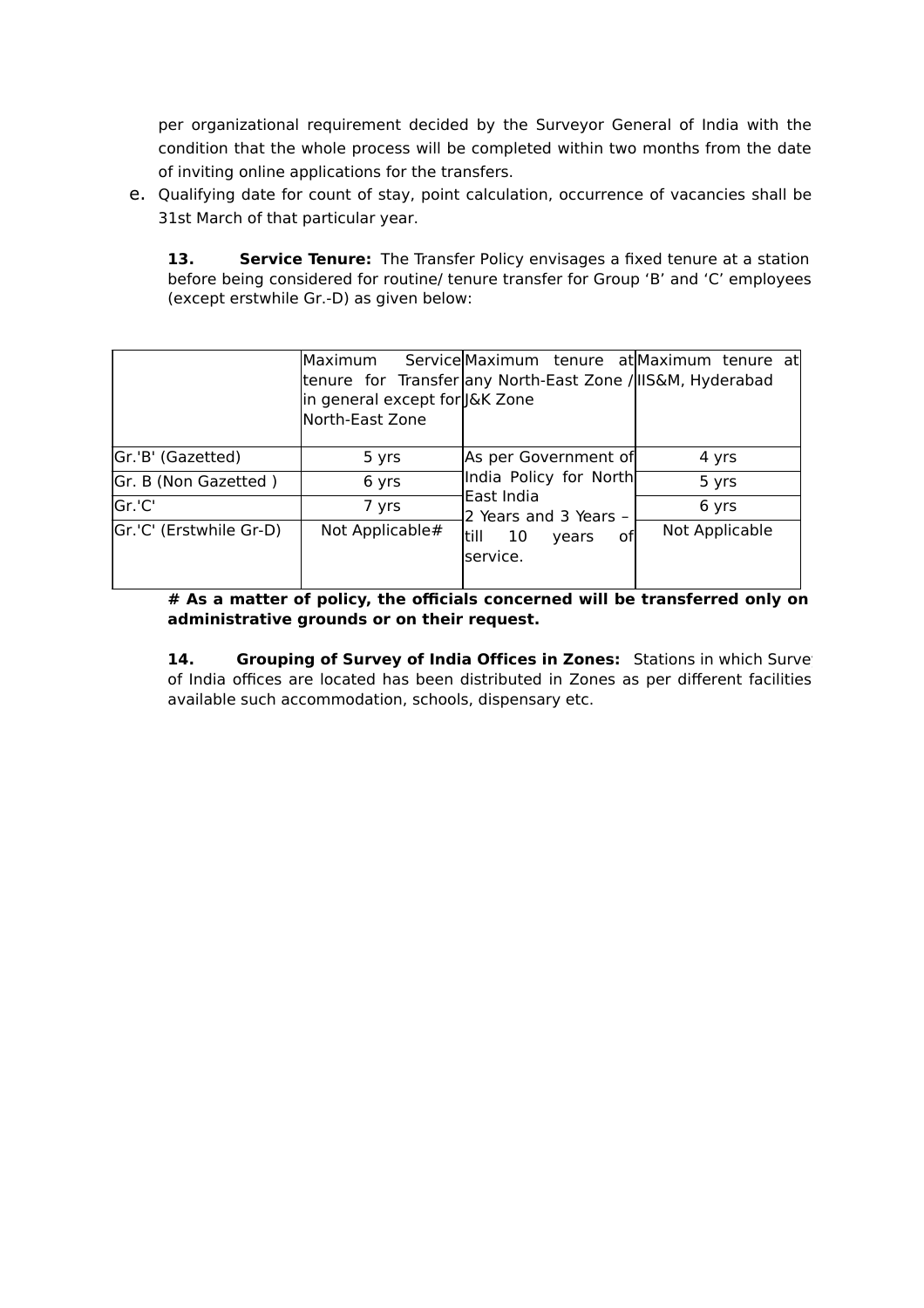per organizational requirement decided by the Surveyor General of India with the condition that the whole process will be completed within two months from the date of inviting online applications for the transfers.

e. Qualifying date for count of stay, point calculation, occurrence of vacancies shall be 31st March of that particular year.

**13. Service Tenure:** The Transfer Policy envisages a fixed tenure at a station before being considered for routine/ tenure transfer for Group 'B' and 'C' employees (except erstwhile Gr.-D) as given below:

| | Maximum Service tenure for Transfer in general except for North-East Zone | Maximum tenure at any North-East Zone / J&K Zone | Maximum tenure at IIS&M, Hyderabad |
|---|---|---|---|
| Gr.'B' (Gazetted) | 5 yrs | As per Government of India Policy for North East India 2 Years and 3 Years – till 10 years of service. | 4 yrs |
| Gr. B (Non Gazetted ) | 6 yrs | | 5 yrs |
| Gr.'C' | 7 yrs | | 6 yrs |
| Gr.'C' (Erstwhile Gr-D) | Not Applicable# | | Not Applicable |

**# As a matter of policy, the officials concerned will be transferred only on administrative grounds or on their request.**

**14. Grouping of Survey of India Offices in Zones:** Stations in which Survey of India offices are located has been distributed in Zones as per different facilities available such accommodation, schools, dispensary etc.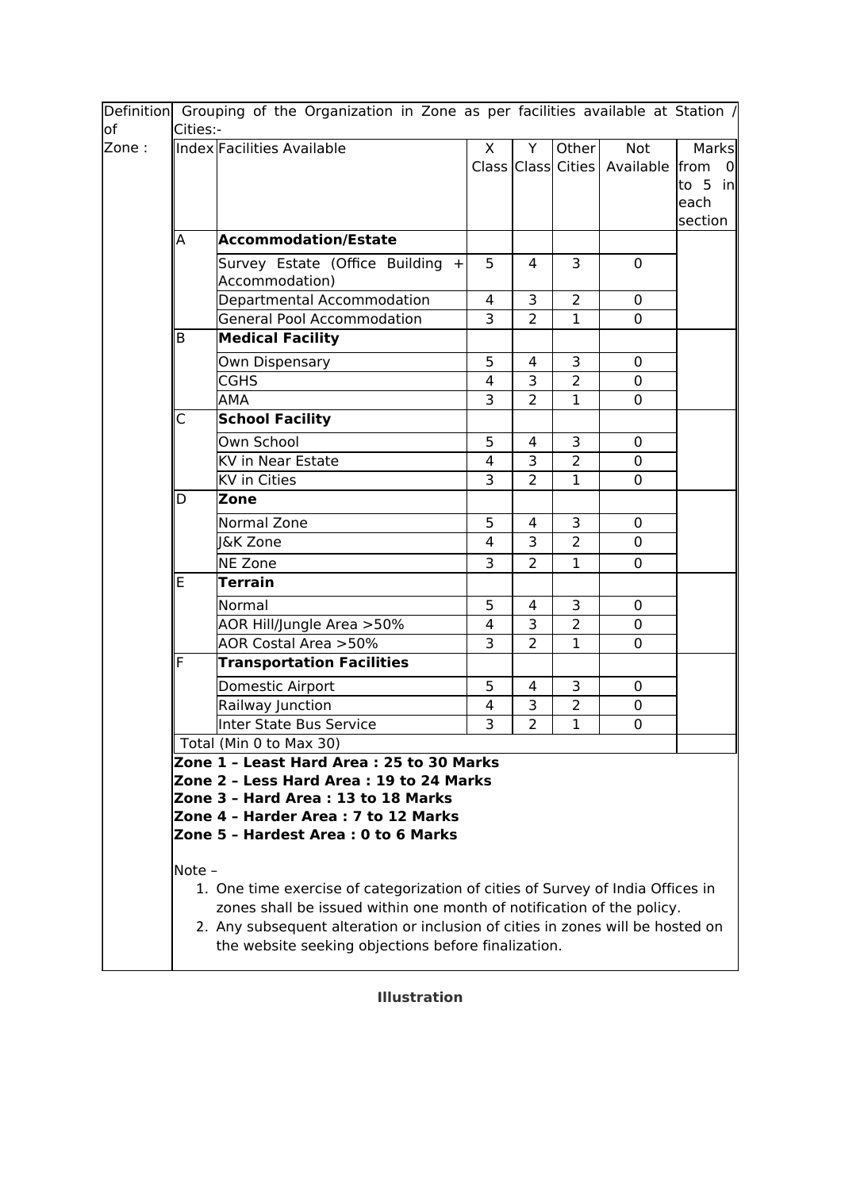| Definition of Zone : | Grouping of the Organization in Zone as per facilities available at Station / Cities:- | | | | | | |
|---|---|---|---|---|---|---|---|
| | **Index** | **Facilities Available** | **X Class** | **Y Class** | **Other Cities** | **Not Available** | **Marks from 0 to 5 in each section** |
| | A | **Accommodation/Estate** | | | | | |
| | | Survey Estate (Office Building + Accommodation) | 5 | 4 | 3 | 0 | |
| | | Departmental Accommodation | 4 | 3 | 2 | 0 | |
| | | General Pool Accommodation | 3 | 2 | 1 | 0 | |
| | B | **Medical Facility** | | | | | |
| | | Own Dispensary | 5 | 4 | 3 | 0 | |
| | | CGHS | 4 | 3 | 2 | 0 | |
| | | AMA | 3 | 2 | 1 | 0 | |
| | C | **School Facility** | | | | | |
| | | Own School | 5 | 4 | 3 | 0 | |
| | | KV in Near Estate | 4 | 3 | 2 | 0 | |
| | | KV in Cities | 3 | 2 | 1 | 0 | |
| | D | **Zone** | | | | | |
| | | Normal Zone | 5 | 4 | 3 | 0 | |
| | | J&K Zone | 4 | 3 | 2 | 0 | |
| | | NE Zone | 3 | 2 | 1 | 0 | |
| | E | **Terrain** | | | | | |
| | | Normal | 5 | 4 | 3 | 0 | |
| | | AOR Hill/Jungle Area >50% | 4 | 3 | 2 | 0 | |
| | | AOR Costal Area >50% | 3 | 2 | 1 | 0 | |
| | F | **Transportation Facilities** | | | | | |
| | | Domestic Airport | 5 | 4 | 3 | 0 | |
| | | Railway Junction | 4 | 3 | 2 | 0 | |
| | | Inter State Bus Service | 3 | 2 | 1 | 0 | |
| | Total (Min 0 to Max 30) | | | | | | |

**Zone 1 – Least Hard Area : 25 to 30 Marks**
**Zone 2 – Less Hard Area : 19 to 24 Marks**
**Zone 3 – Hard Area : 13 to 18 Marks**
**Zone 4 – Harder Area : 7 to 12 Marks**
**Zone 5 – Hardest Area : 0 to 6 Marks**

Note –

1. One time exercise of categorization of cities of Survey of India Offices in zones shall be issued within one month of notification of the policy.
2. Any subsequent alteration or inclusion of cities in zones will be hosted on the website seeking objections before finalization.

**Illustration**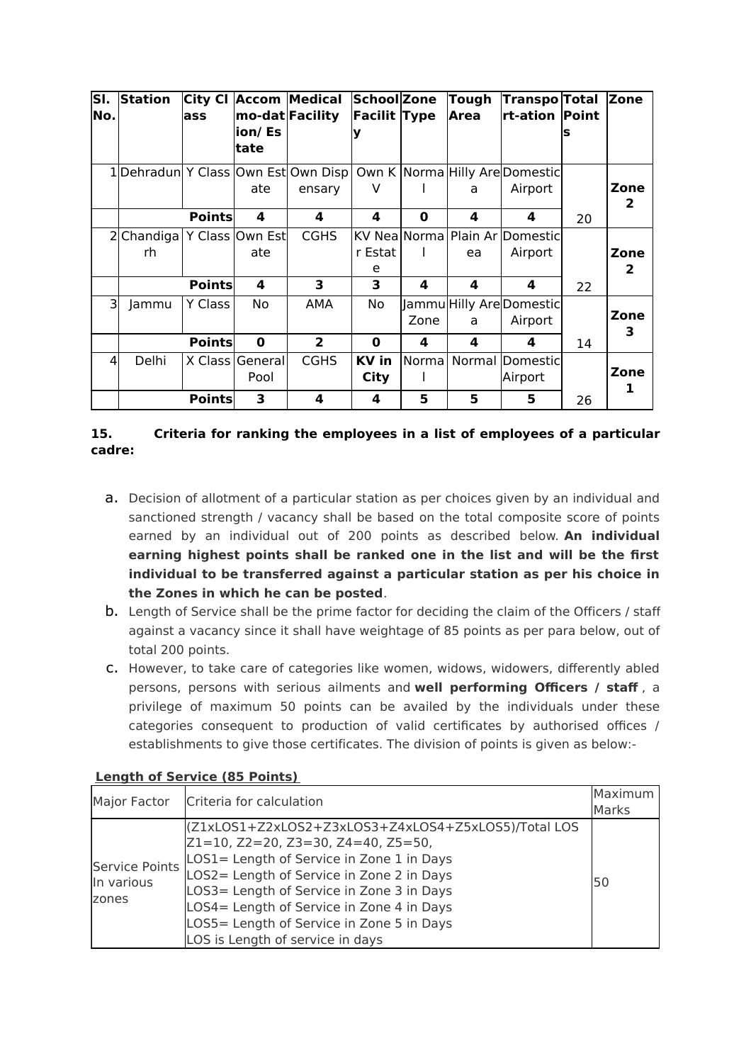| Sl. No. | Station | City Class | Accommodation/ Estate | Medical Facility | School Facility | Zone Type | Tough Area | Transport-ation | Total Points | Zone |
|---|---|---|---|---|---|---|---|---|---|---|
| 1 | Dehradun | Y Class | Own Estate | Own Dispensary | Own KV | Normal | Hilly Area | Domestic Airport | | Zone 2 |
| | | **Points** | **4** | **4** | **4** | **0** | **4** | **4** | 20 | |
| 2 | Chandigarh | Y Class | Own Estate | CGHS | KV Near Estate | Normal | Plain Area | Domestic Airport | | Zone 2 |
| | | **Points** | **4** | **3** | **3** | **4** | **4** | **4** | 22 | |
| 3 | Jammu | Y Class | No | AMA | No | Jammu Zone | Hilly Area | Domestic Airport | | Zone 3 |
| | | **Points** | **0** | **2** | **0** | **4** | **4** | **4** | 14 | |
| 4 | Delhi | X Class | General Pool | CGHS | **KV in City** | Normal | Normal | Domestic Airport | | Zone 1 |
| | | **Points** | **3** | **4** | **4** | **5** | **5** | **5** | 26 | |

**15. Criteria for ranking the employees in a list of employees of a particular cadre:**

a. Decision of allotment of a particular station as per choices given by an individual and sanctioned strength / vacancy shall be based on the total composite score of points earned by an individual out of 200 points as described below. **An individual earning highest points shall be ranked one in the list and will be the first individual to be transferred against a particular station as per his choice in the Zones in which he can be posted**.

b. Length of Service shall be the prime factor for deciding the claim of the Officers / staff against a vacancy since it shall have weightage of 85 points as per para below, out of total 200 points.

c. However, to take care of categories like women, widows, widowers, differently abled persons, persons with serious ailments and **well performing Officers / staff** , a privilege of maximum 50 points can be availed by the individuals under these categories consequent to production of valid certificates by authorised offices / establishments to give those certificates. The division of points is given as below:-

**Length of Service (85 Points)**

| Major Factor | Criteria for calculation | Maximum Marks |
|---|---|---|
| Service Points In various zones | (Z1xLOS1+Z2xLOS2+Z3xLOS3+Z4xLOS4+Z5xLOS5)/Total LOS<br>Z1=10, Z2=20, Z3=30, Z4=40, Z5=50,<br>LOS1= Length of Service in Zone 1 in Days<br>LOS2= Length of Service in Zone 2 in Days<br>LOS3= Length of Service in Zone 3 in Days<br>LOS4= Length of Service in Zone 4 in Days<br>LOS5= Length of Service in Zone 5 in Days<br>LOS is Length of service in days | 50 |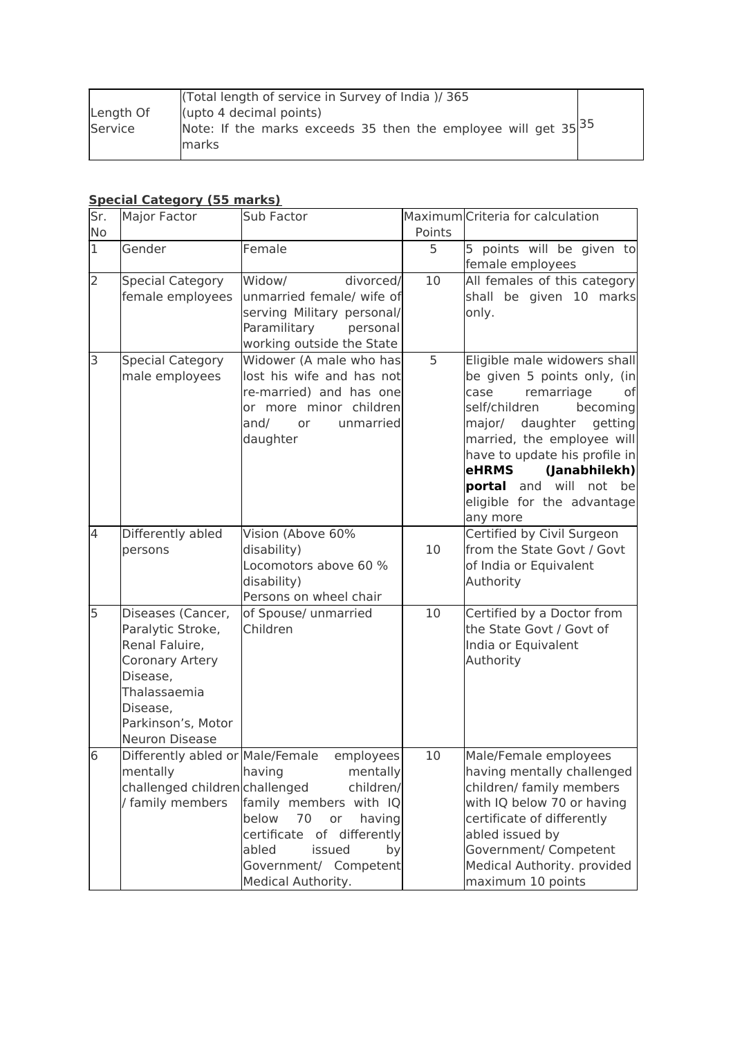| Length Of Service | (Total length of service in Survey of India )/ 365 (upto 4 decimal points) Note: If the marks exceeds 35 then the employee will get 35 marks | 35 |
|---|---|---|

**Special Category (55 marks)**

| Sr. No | Major Factor | Sub Factor | Maximum Points | Criteria for calculation |
|---|---|---|---|---|
| 1 | Gender | Female | 5 | 5 points will be given to female employees |
| 2 | Special Category female employees | Widow/ divorced/ unmarried female/ wife of serving Military personal/ Paramilitary personal working outside the State | 10 | All females of this category shall be given 10 marks only. |
| 3 | Special Category male employees | Widower (A male who has lost his wife and has not re-married) and has one or more minor children and/ or unmarried daughter | 5 | Eligible male widowers shall be given 5 points only, (in case remarriage of self/children becoming major/ daughter getting married, the employee will have to update his profile in **eHRMS (Janabhilekh) portal** and will not be eligible for the advantage any more |
| 4 | Differently abled persons | Vision (Above 60% disability) Locomotors above 60 % disability) Persons on wheel chair | 10 | Certified by Civil Surgeon from the State Govt / Govt of India or Equivalent Authority |
| 5 | Diseases (Cancer, Paralytic Stroke, Renal Faluire, Coronary Artery Disease, Thalassaemia Disease, Parkinson's, Motor Neuron Disease | of Spouse/ unmarried Children | 10 | Certified by a Doctor from the State Govt / Govt of India or Equivalent Authority |
| 6 | Differently abled or mentally challenged children / family members | Male/Female employees having mentally challenged children/ family members with IQ below 70 or having certificate of differently abled issued by Government/ Competent Medical Authority. | 10 | Male/Female employees having mentally challenged children/ family members with IQ below 70 or having certificate of differently abled issued by Government/ Competent Medical Authority. provided maximum 10 points |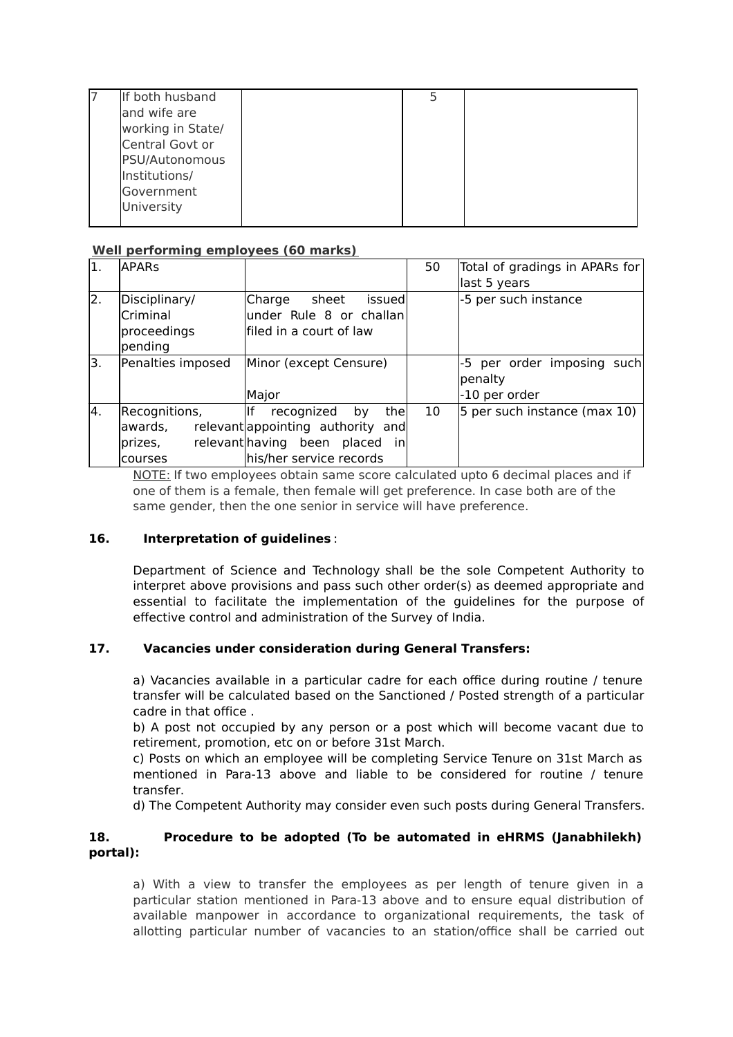| | | | | |
|---|---|---|---|---|
| 7 | If both husband and wife are working in State/ Central Govt or PSU/Autonomous Institutions/ Government University | | 5 | |

**Well performing employees (60 marks)**

| | | | | |
|---|---|---|---|---|
| 1. | APARs | | 50 | Total of gradings in APARs for last 5 years |
| 2. | Disciplinary/ Criminal proceedings pending | Charge sheet issued under Rule 8 or challan filed in a court of law | | -5 per such instance |
| 3. | Penalties imposed | Minor (except Censure)<br><br>Major | | -5 per order imposing such penalty<br>-10 per order |
| 4. | Recognitions, awards, relevant prizes, relevant courses | If recognized by the appointing authority and having been placed in his/her service records | 10 | 5 per such instance (max 10) |

NOTE: If two employees obtain same score calculated upto 6 decimal places and if one of them is a female, then female will get preference. In case both are of the same gender, then the one senior in service will have preference.

**16. Interpretation of guidelines** :

Department of Science and Technology shall be the sole Competent Authority to interpret above provisions and pass such other order(s) as deemed appropriate and essential to facilitate the implementation of the guidelines for the purpose of effective control and administration of the Survey of India.

**17. Vacancies under consideration during General Transfers:**

a) Vacancies available in a particular cadre for each office during routine / tenure transfer will be calculated based on the Sanctioned / Posted strength of a particular cadre in that office .
b) A post not occupied by any person or a post which will become vacant due to retirement, promotion, etc on or before 31st March.
c) Posts on which an employee will be completing Service Tenure on 31st March as mentioned in Para-13 above and liable to be considered for routine / tenure transfer.
d) The Competent Authority may consider even such posts during General Transfers.

**18. Procedure to be adopted (To be automated in eHRMS (Janabhilekh) portal):**

a) With a view to transfer the employees as per length of tenure given in a particular station mentioned in Para-13 above and to ensure equal distribution of available manpower in accordance to organizational requirements, the task of allotting particular number of vacancies to an station/office shall be carried out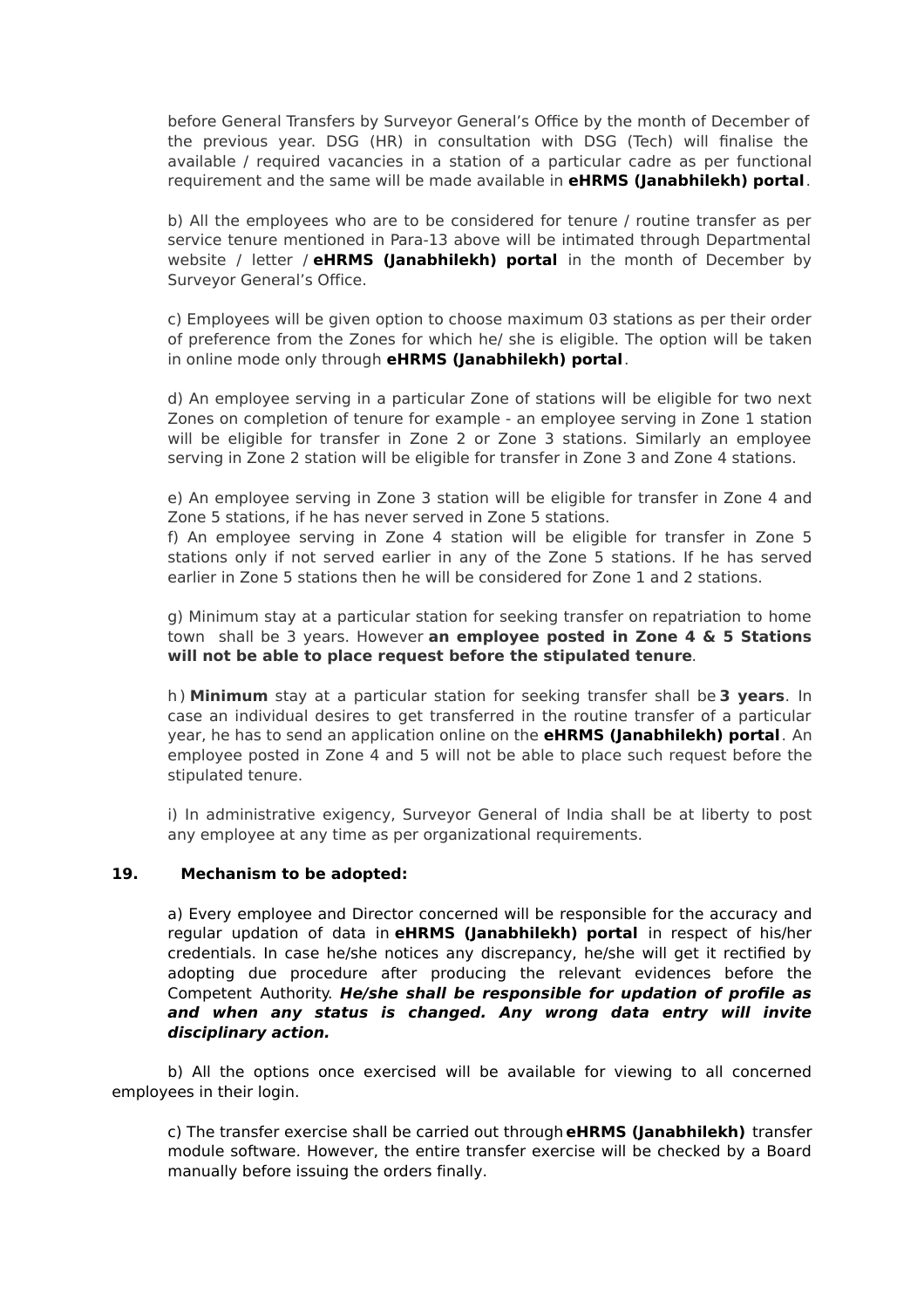before General Transfers by Surveyor General's Office by the month of December of the previous year. DSG (HR) in consultation with DSG (Tech) will finalise the available / required vacancies in a station of a particular cadre as per functional requirement and the same will be made available in **eHRMS (Janabhilekh) portal**.

b) All the employees who are to be considered for tenure / routine transfer as per service tenure mentioned in Para-13 above will be intimated through Departmental website / letter / **eHRMS (Janabhilekh) portal** in the month of December by Surveyor General's Office.

c) Employees will be given option to choose maximum 03 stations as per their order of preference from the Zones for which he/ she is eligible. The option will be taken in online mode only through **eHRMS (Janabhilekh) portal**.

d) An employee serving in a particular Zone of stations will be eligible for two next Zones on completion of tenure for example - an employee serving in Zone 1 station will be eligible for transfer in Zone 2 or Zone 3 stations. Similarly an employee serving in Zone 2 station will be eligible for transfer in Zone 3 and Zone 4 stations.

e) An employee serving in Zone 3 station will be eligible for transfer in Zone 4 and Zone 5 stations, if he has never served in Zone 5 stations.

f) An employee serving in Zone 4 station will be eligible for transfer in Zone 5 stations only if not served earlier in any of the Zone 5 stations. If he has served earlier in Zone 5 stations then he will be considered for Zone 1 and 2 stations.

g) Minimum stay at a particular station for seeking transfer on repatriation to home town shall be 3 years. However **an employee posted in Zone 4 & 5 Stations will not be able to place request before the stipulated tenure**.

h) **Minimum** stay at a particular station for seeking transfer shall be **3 years**. In case an individual desires to get transferred in the routine transfer of a particular year, he has to send an application online on the **eHRMS (Janabhilekh) portal**. An employee posted in Zone 4 and 5 will not be able to place such request before the stipulated tenure.

i) In administrative exigency, Surveyor General of India shall be at liberty to post any employee at any time as per organizational requirements.

## 19. Mechanism to be adopted:

a) Every employee and Director concerned will be responsible for the accuracy and regular updation of data in **eHRMS (Janabhilekh) portal** in respect of his/her credentials. In case he/she notices any discrepancy, he/she will get it rectified by adopting due procedure after producing the relevant evidences before the Competent Authority. ***He/she shall be responsible for updation of profile as and when any status is changed. Any wrong data entry will invite disciplinary action.***

b) All the options once exercised will be available for viewing to all concerned employees in their login.

c) The transfer exercise shall be carried out through **eHRMS (Janabhilekh)** transfer module software. However, the entire transfer exercise will be checked by a Board manually before issuing the orders finally.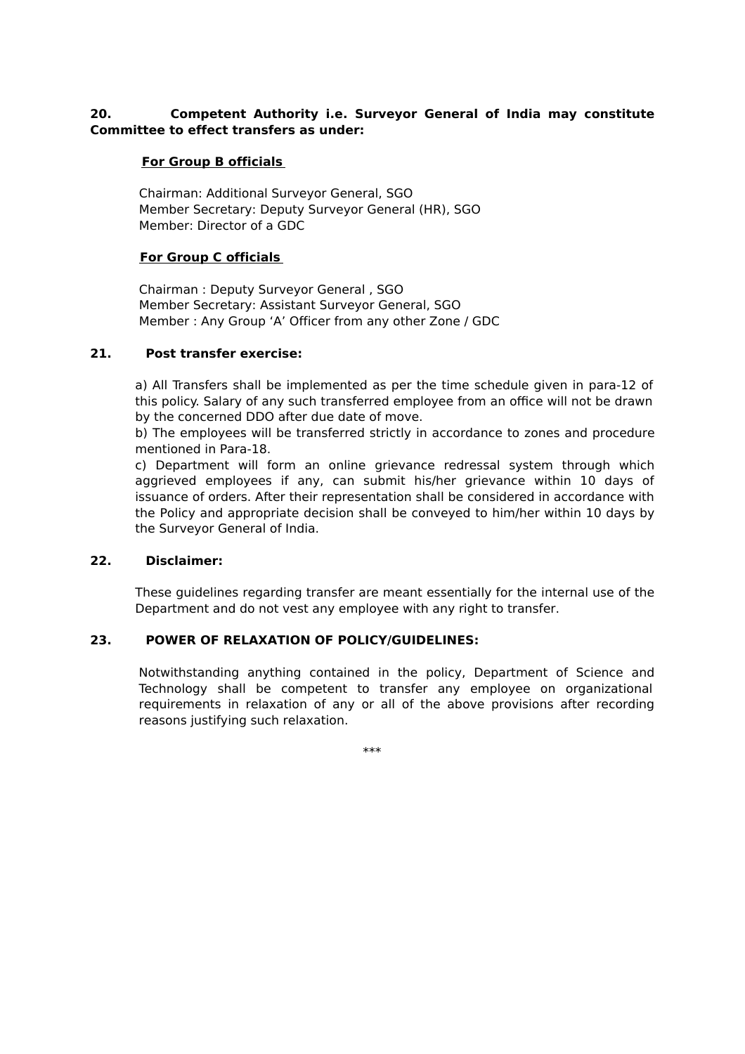**20. Competent Authority i.e. Surveyor General of India may constitute Committee to effect transfers as under:**

**<u>For Group B officials</u>**

Chairman: Additional Surveyor General, SGO
Member Secretary: Deputy Surveyor General (HR), SGO
Member: Director of a GDC

**<u>For Group C officials</u>**

Chairman : Deputy Surveyor General , SGO
Member Secretary: Assistant Surveyor General, SGO
Member : Any Group 'A' Officer from any other Zone / GDC

**21. Post transfer exercise:**

a) All Transfers shall be implemented as per the time schedule given in para-12 of this policy. Salary of any such transferred employee from an office will not be drawn by the concerned DDO after due date of move.

b) The employees will be transferred strictly in accordance to zones and procedure mentioned in Para-18.

c) Department will form an online grievance redressal system through which aggrieved employees if any, can submit his/her grievance within 10 days of issuance of orders. After their representation shall be considered in accordance with the Policy and appropriate decision shall be conveyed to him/her within 10 days by the Surveyor General of India.

**22. Disclaimer:**

These guidelines regarding transfer are meant essentially for the internal use of the Department and do not vest any employee with any right to transfer.

**23. POWER OF RELAXATION OF POLICY/GUIDELINES:**

Notwithstanding anything contained in the policy, Department of Science and Technology shall be competent to transfer any employee on organizational requirements in relaxation of any or all of the above provisions after recording reasons justifying such relaxation.

***